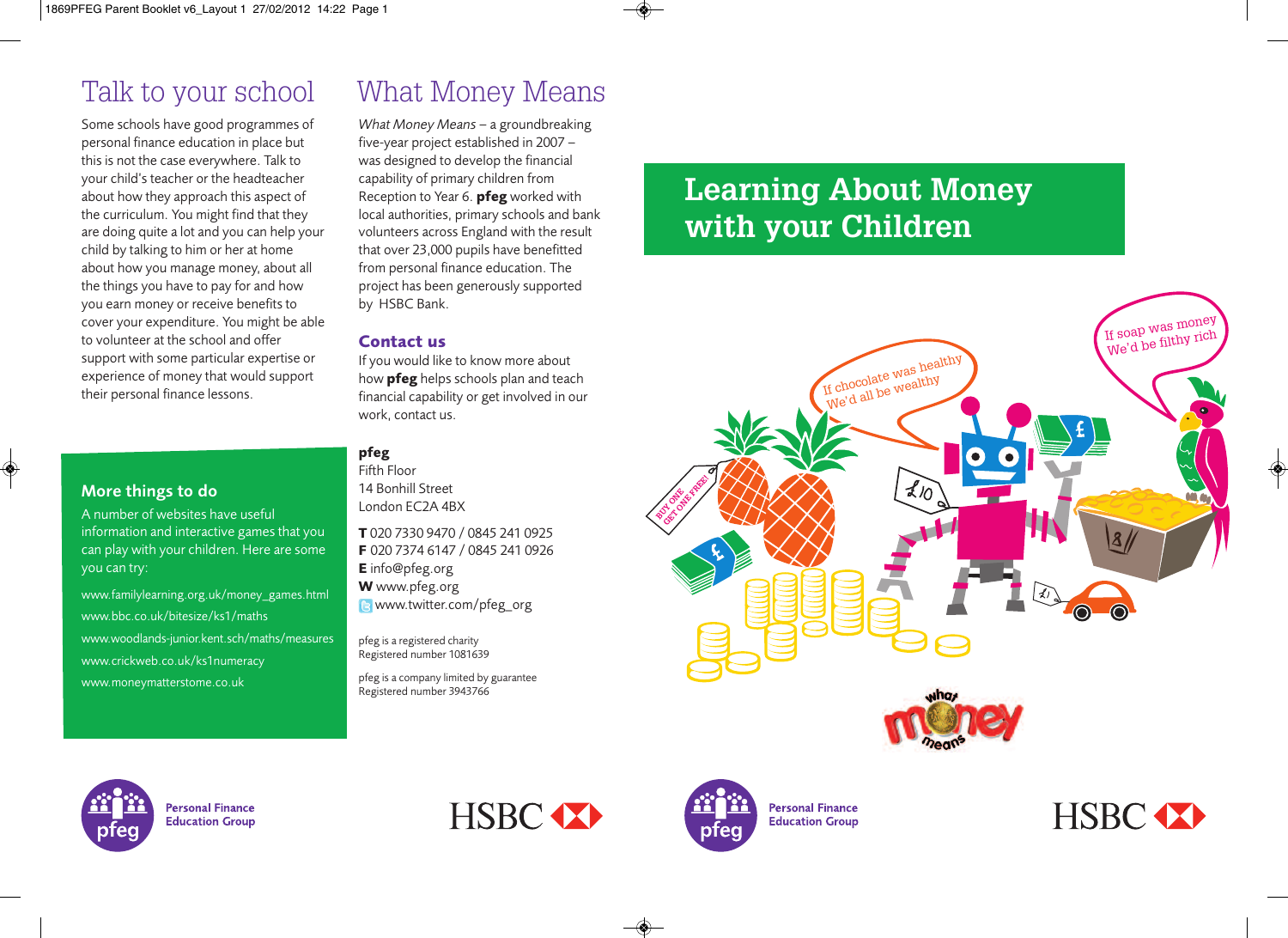# Talk to your school

Some schools have good programmes of personal finance education in place but this is not the case everywhere. Talk to your child's teacher or the headteacher about how they approach this aspect of the curriculum. You might find that they are doing quite a lot and you can help your child by talking to him or her at home about how you manage money, about all the things you have to pay for and how you earn money or receive benefits to cover your expenditure. You might be able to volunteer at the school and offer support with some particular expertise or experience of money that would support their personal finance lessons.

## More things to do

A number of websites have useful information and interactive games that you can play with your children. Here are some you can try:

www.familylearning.org.uk/money_games.html
www.bbc.co.uk/bitesize/ks1/maths
www.woodlands-junior.kent.sch/maths/measures
www.crickweb.co.uk/ks1numeracy
www.moneymatterstome.co.uk

# What Money Means

*What Money Means* – a groundbreaking five-year project established in 2007 – was designed to develop the financial capability of primary children from Reception to Year 6. **pfeg** worked with local authorities, primary schools and bank volunteers across England with the result that over 23,000 pupils have benefitted from personal finance education. The project has been generously supported by HSBC Bank.

## Contact us

If you would like to know more about how **pfeg** helps schools plan and teach financial capability or get involved in our work, contact us.

**pfeg**
Fifth Floor
14 Bonhill Street
London EC2A 4BX

**T** 020 7330 9470 / 0845 241 0925
**F** 020 7374 6147 / 0845 241 0926
**E** info@pfeg.org
**W** www.pfeg.org
www.twitter.com/pfeg_org

pfeg is a registered charity
Registered number 1081639

pfeg is a company limited by guarantee
Registered number 3943766

Personal Finance Education Group

HSBC

# Learning About Money with your Children

If chocolate was healthy
We'd all be wealthy

If soap was money
We'd be filthy rich

what money means

Personal Finance Education Group

HSBC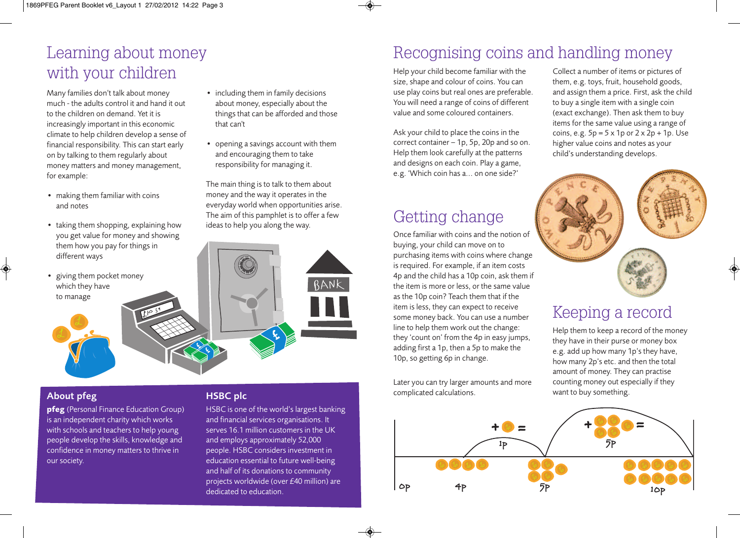# Learning about money with your children

Many families don't talk about money much - the adults control it and hand it out to the children on demand. Yet it is increasingly important in this economic climate to help children develop a sense of financial responsibility. This can start early on by talking to them regularly about money matters and money management, for example:

- making them familiar with coins and notes
- taking them shopping, explaining how you get value for money and showing them how you pay for things in different ways
- giving them pocket money which they have to manage
- including them in family decisions about money, especially about the things that can be afforded and those that can't
- opening a savings account with them and encouraging them to take responsibility for managing it.

The main thing is to talk to them about money and the way it operates in the everyday world when opportunities arise. The aim of this pamphlet is to offer a few ideas to help you along the way.

## About pfeg

**pfeg** (Personal Finance Education Group) is an independent charity which works with schools and teachers to help young people develop the skills, knowledge and confidence in money matters to thrive in our society.

## HSBC plc

HSBC is one of the world's largest banking and financial services organisations. It serves 16.1 million customers in the UK and employs approximately 52,000 people. HSBC considers investment in education essential to future well-being and half of its donations to community projects worldwide (over £40 million) are dedicated to education.

# Recognising coins and handling money

Help your child become familiar with the size, shape and colour of coins. You can use play coins but real ones are preferable. You will need a range of coins of different value and some coloured containers.

Ask your child to place the coins in the correct container – 1p, 5p, 20p and so on. Help them look carefully at the patterns and designs on each coin. Play a game, e.g. 'Which coin has a... on one side?'

Collect a number of items or pictures of them, e.g. toys, fruit, household goods, and assign them a price. First, ask the child to buy a single item with a single coin (exact exchange). Then ask them to buy items for the same value using a range of coins, e.g. 5p = 5 x 1p or 2 x 2p + 1p. Use higher value coins and notes as your child's understanding develops.

# Getting change

Once familiar with coins and the notion of buying, your child can move on to purchasing items with coins where change is required. For example, if an item costs 4p and the child has a 10p coin, ask them if the item is more or less, or the same value as the 10p coin? Teach them that if the item is less, they can expect to receive some money back. You can use a number line to help them work out the change: they 'count on' from the 4p in easy jumps, adding first a 1p, then a 5p to make the 10p, so getting 6p in change.

Later you can try larger amounts and more complicated calculations.

# Keeping a record

Help them to keep a record of the money they have in their purse or money box e.g. add up how many 1p's they have, how many 2p's etc. and then the total amount of money. They can practise counting money out especially if they want to buy something.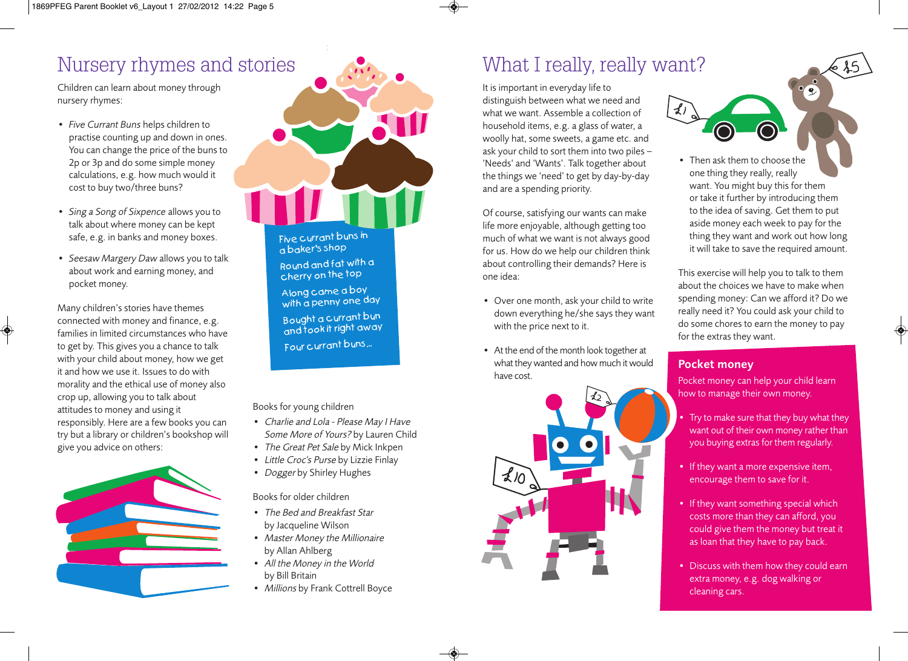# Nursery rhymes and stories

Children can learn about money through nursery rhymes:

- *Five Currant Buns* helps children to practise counting up and down in ones. You can change the price of the buns to 2p or 3p and do some simple money calculations, e.g. how much would it cost to buy two/three buns?
- *Sing a Song of Sixpence* allows you to talk about where money can be kept safe, e.g. in banks and money boxes.
- *Seesaw Margery Daw* allows you to talk about work and earning money, and pocket money.

Many children's stories have themes connected with money and finance, e.g. families in limited circumstances who have to get by. This gives you a chance to talk with your child about money, how we get it and how we use it. Issues to do with morality and the ethical use of money also crop up, allowing you to talk about attitudes to money and using it responsibly. Here are a few books you can try but a library or children's bookshop will give you advice on others:

Five currant buns in a baker's shop
Round and fat with a cherry on the top
Along came a boy with a penny one day
Bought a currant bun and took it right away
Four currant buns...

Books for young children

- *Charlie and Lola - Please May I Have Some More of Yours?* by Lauren Child
- *The Great Pet Sale* by Mick Inkpen
- *Little Croc's Purse* by Lizzie Finlay
- *Dogger* by Shirley Hughes

Books for older children

- *The Bed and Breakfast Star* by Jacqueline Wilson
- *Master Money the Millionaire* by Allan Ahlberg
- *All the Money in the World* by Bill Britain
- *Millions* by Frank Cottrell Boyce

# What I really, really want?

It is important in everyday life to distinguish between what we need and what we want. Assemble a collection of household items, e.g. a glass of water, a woolly hat, some sweets, a game etc. and ask your child to sort them into two piles – 'Needs' and 'Wants'. Talk together about the things we 'need' to get by day-by-day and are a spending priority.

Of course, satisfying our wants can make life more enjoyable, although getting too much of what we want is not always good for us. How do we help our children think about controlling their demands? Here is one idea:

- Over one month, ask your child to write down everything he/she says they want with the price next to it.
- At the end of the month look together at what they wanted and how much it would have cost.
- Then ask them to choose the one thing they really, really want. You might buy this for them or take it further by introducing them to the idea of saving. Get them to put aside money each week to pay for the thing they want and work out how long it will take to save the required amount.

This exercise will help you to talk to them about the choices we have to make when spending money: Can we afford it? Do we really need it? You could ask your child to do some chores to earn the money to pay for the extras they want.

## Pocket money

Pocket money can help your child learn how to manage their own money.

- Try to make sure that they buy what they want out of their own money rather than you buying extras for them regularly.
- If they want a more expensive item, encourage them to save for it.
- If they want something special which costs more than they can afford, you could give them the money but treat it as loan that they have to pay back.
- Discuss with them how they could earn extra money, e.g. dog walking or cleaning cars.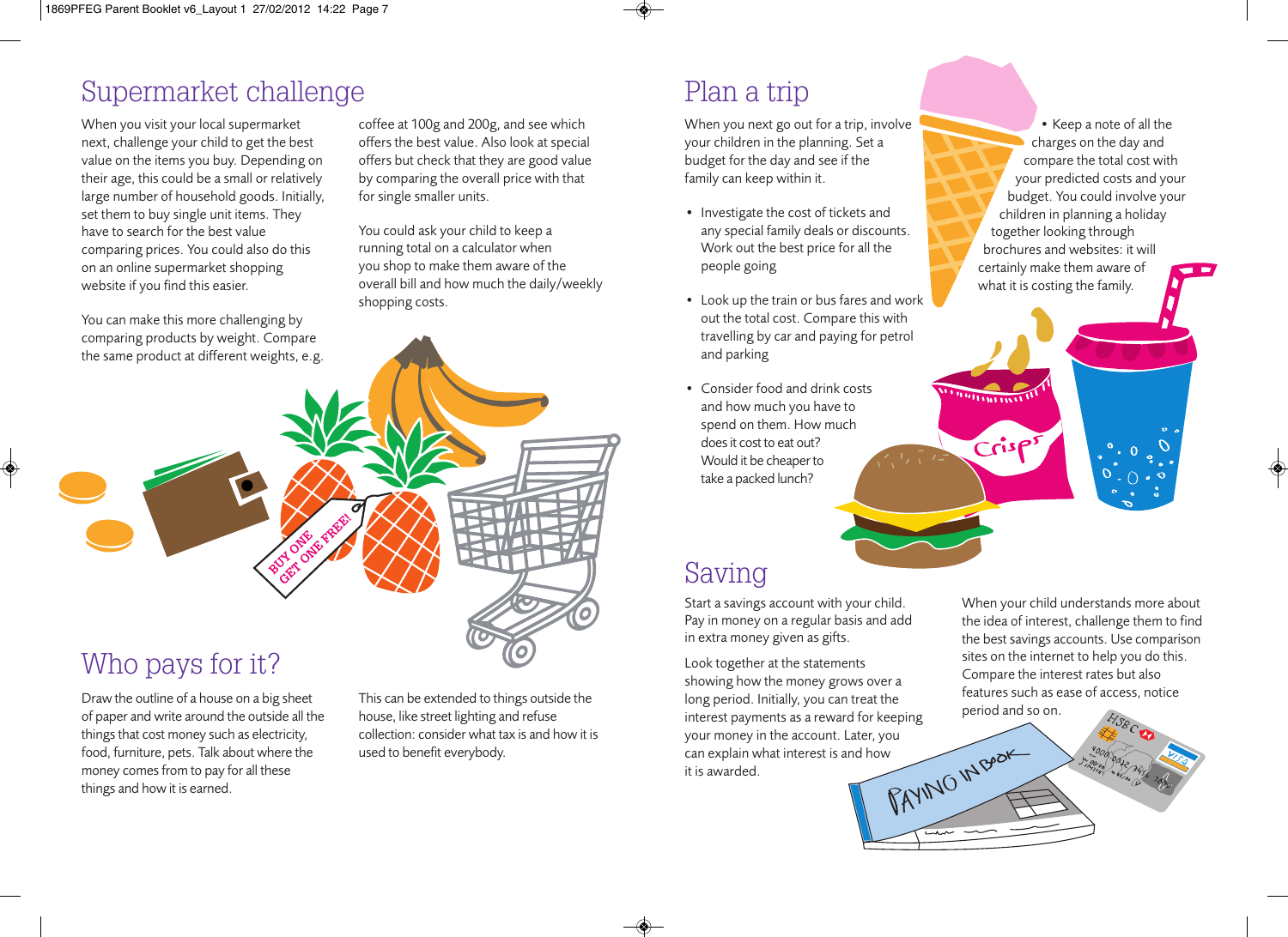## Supermarket challenge

When you visit your local supermarket next, challenge your child to get the best value on the items you buy. Depending on their age, this could be a small or relatively large number of household goods. Initially, set them to buy single unit items. They have to search for the best value comparing prices. You could also do this on an online supermarket shopping website if you find this easier.

You can make this more challenging by comparing products by weight. Compare the same product at different weights, e.g. coffee at 100g and 200g, and see which offers the best value. Also look at special offers but check that they are good value by comparing the overall price with that for single smaller units.

You could ask your child to keep a running total on a calculator when you shop to make them aware of the overall bill and how much the daily/weekly shopping costs.

## Who pays for it?

Draw the outline of a house on a big sheet of paper and write around the outside all the things that cost money such as electricity, food, furniture, pets. Talk about where the money comes from to pay for all these things and how it is earned.

This can be extended to things outside the house, like street lighting and refuse collection: consider what tax is and how it is used to benefit everybody.

## Plan a trip

When you next go out for a trip, involve your children in the planning. Set a budget for the day and see if the family can keep within it.

- Investigate the cost of tickets and any special family deals or discounts. Work out the best price for all the people going
- Look up the train or bus fares and work out the total cost. Compare this with travelling by car and paying for petrol and parking
- Consider food and drink costs and how much you have to spend on them. How much does it cost to eat out? Would it be cheaper to take a packed lunch?
- Keep a note of all the charges on the day and compare the total cost with your predicted costs and your budget. You could involve your children in planning a holiday together looking through brochures and websites: it will certainly make them aware of what it is costing the family.

## Saving

Start a savings account with your child. Pay in money on a regular basis and add in extra money given as gifts.

Look together at the statements showing how the money grows over a long period. Initially, you can treat the interest payments as a reward for keeping your money in the account. Later, you can explain what interest is and how it is awarded.

When your child understands more about the idea of interest, challenge them to find the best savings accounts. Use comparison sites on the internet to help you do this. Compare the interest rates but also features such as ease of access, notice period and so on.